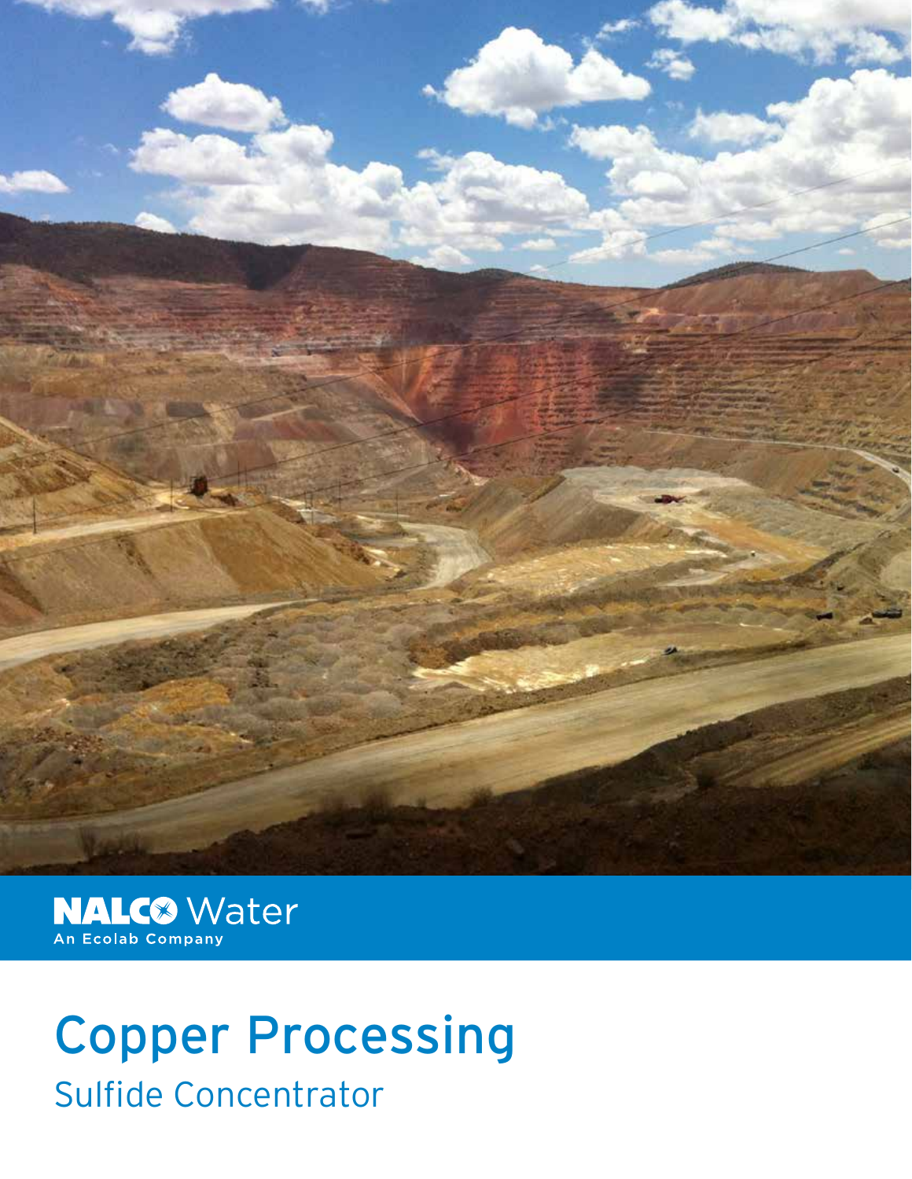NALCO Water
An Ecolab Company

# Copper Processing

## Sulfide Concentrator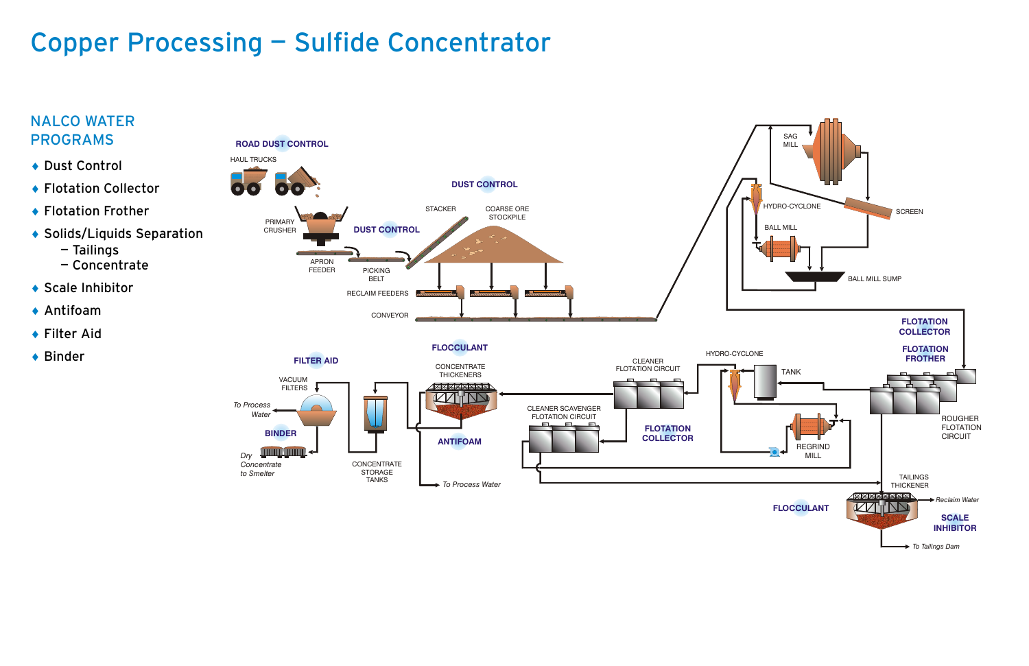# Copper Processing — Sulfide Concentrator

## NALCO WATER PROGRAMS

- Dust Control
- Flotation Collector
- Flotation Frother
- Solids/Liquids Separation
  - Tailings
  - Concentrate
- Scale Inhibitor
- Antifoam
- Filter Aid
- Binder

ROAD DUST CONTROL

HAUL TRUCKS

PRIMARY CRUSHER

APRON FEEDER

PICKING BELT

DUST CONTROL

STACKER

COARSE ORE STOCKPILE

DUST CONTROL

RECLAIM FEEDERS

CONVEYOR

SAG MILL

SCREEN

HYDRO-CYCLONE

BALL MILL

BALL MILL SUMP

FLOTATION COLLECTOR

FLOTATION FROTHER

ROUGHER FLOTATION CIRCUIT

HYDRO-CYCLONE

TANK

REGRIND MILL

CLEANER FLOTATION CIRCUIT

CLEANER SCAVENGER FLOTATION CIRCUIT

FLOTATION COLLECTOR

TAILINGS THICKENER

FLOCCULANT

*Reclaim Water*

SCALE INHIBITOR

*To Tailings Dam*

FLOCCULANT

CONCENTRATE THICKENERS

ANTIFOAM

*To Process Water*

CONCENTRATE STORAGE TANKS

FILTER AID

VACUUM FILTERS

*To Process Water*

BINDER

*Dry Concentrate to Smelter*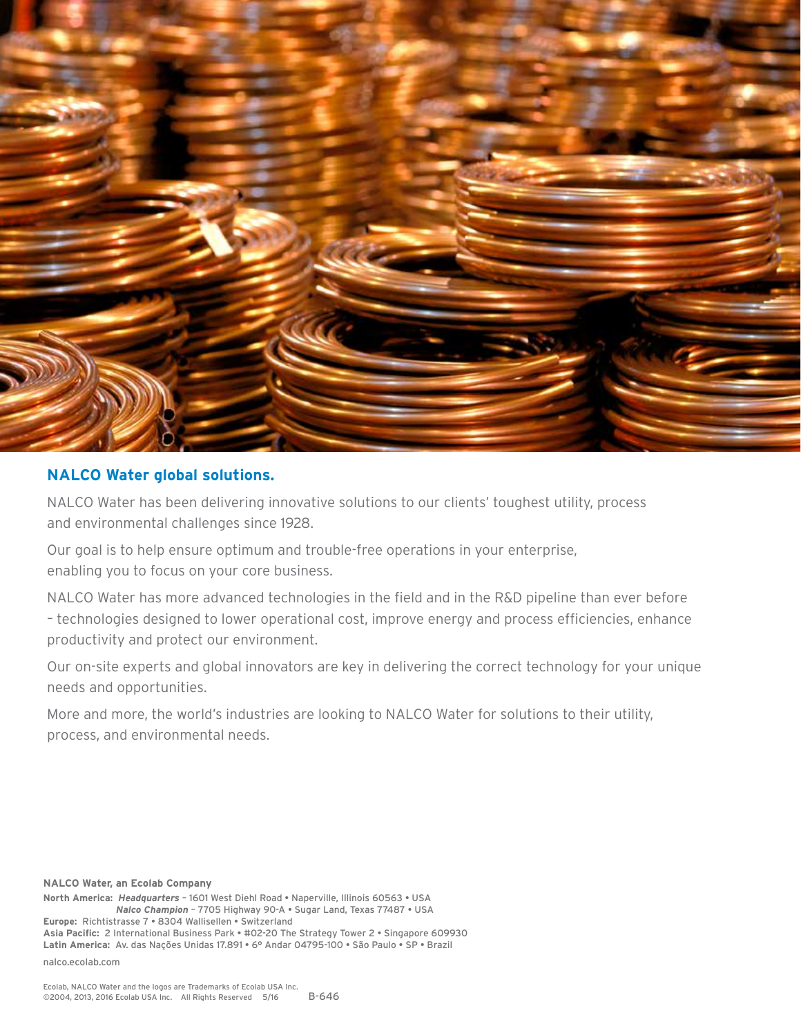## NALCO Water global solutions.

NALCO Water has been delivering innovative solutions to our clients' toughest utility, process and environmental challenges since 1928.

Our goal is to help ensure optimum and trouble-free operations in your enterprise, enabling you to focus on your core business.

NALCO Water has more advanced technologies in the field and in the R&D pipeline than ever before – technologies designed to lower operational cost, improve energy and process efficiencies, enhance productivity and protect our environment.

Our on-site experts and global innovators are key in delivering the correct technology for your unique needs and opportunities.

More and more, the world's industries are looking to NALCO Water for solutions to their utility, process, and environmental needs.

**NALCO Water, an Ecolab Company**

**North America:** ***Headquarters*** – 1601 West Diehl Road • Naperville, Illinois 60563 • USA
***Nalco Champion*** – 7705 Highway 90-A • Sugar Land, Texas 77487 • USA
**Europe:** Richtistrasse 7 • 8304 Wallisellen • Switzerland
**Asia Pacific:** 2 International Business Park • #02-20 The Strategy Tower 2 • Singapore 609930
**Latin America:** Av. das Nações Unidas 17.891 • 6º Andar 04795-100 • São Paulo • SP • Brazil

nalco.ecolab.com

Ecolab, NALCO Water and the logos are Trademarks of Ecolab USA Inc.
©2004, 2013, 2016 Ecolab USA Inc. All Rights Reserved 5/16 B-646